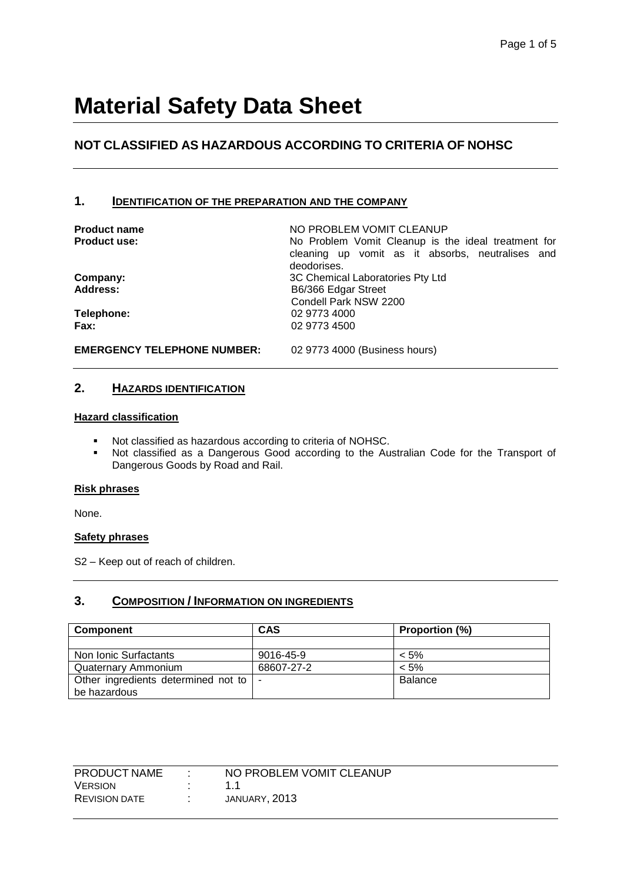# Material Safety Data Sheet

## NOT CLASSIFIED AS HAZARDOUS ACCORDING TO CRITERIA OF NOHSC

### 1. IDENTIFICATION OF THE PREPARATION AND THE COMPANY

**Product name** NO PROBLEM VOMIT CLEANUP

**Product use:** No Problem Vomit Cleanup is the ideal treatment for cleaning up vomit as it absorbs, neutralises and deodorises.

**Company:** 3C Chemical Laboratories Pty Ltd

**Address:** B6/366 Edgar Street
Condell Park NSW 2200

**Telephone:** 02 9773 4000

**Fax:** 02 9773 4500

**EMERGENCY TELEPHONE NUMBER:** 02 9773 4000 (Business hours)

### 2. HAZARDS IDENTIFICATION

**Hazard classification**

- Not classified as hazardous according to criteria of NOHSC.
- Not classified as a Dangerous Good according to the Australian Code for the Transport of Dangerous Goods by Road and Rail.

**Risk phrases**

None.

**Safety phrases**

S2 – Keep out of reach of children.

### 3. COMPOSITION / INFORMATION ON INGREDIENTS

| Component | CAS | Proportion (%) |
|---|---|---|
| | | |
| Non Ionic Surfactants | 9016-45-9 | < 5% |
| Quaternary Ammonium | 68607-27-2 | < 5% |
| Other ingredients determined not to be hazardous | - | Balance |

| | | |
|---|---|---|
| PRODUCT NAME | : | NO PROBLEM VOMIT CLEANUP |
| VERSION | : | 1.1 |
| REVISION DATE | : | JANUARY, 2013 |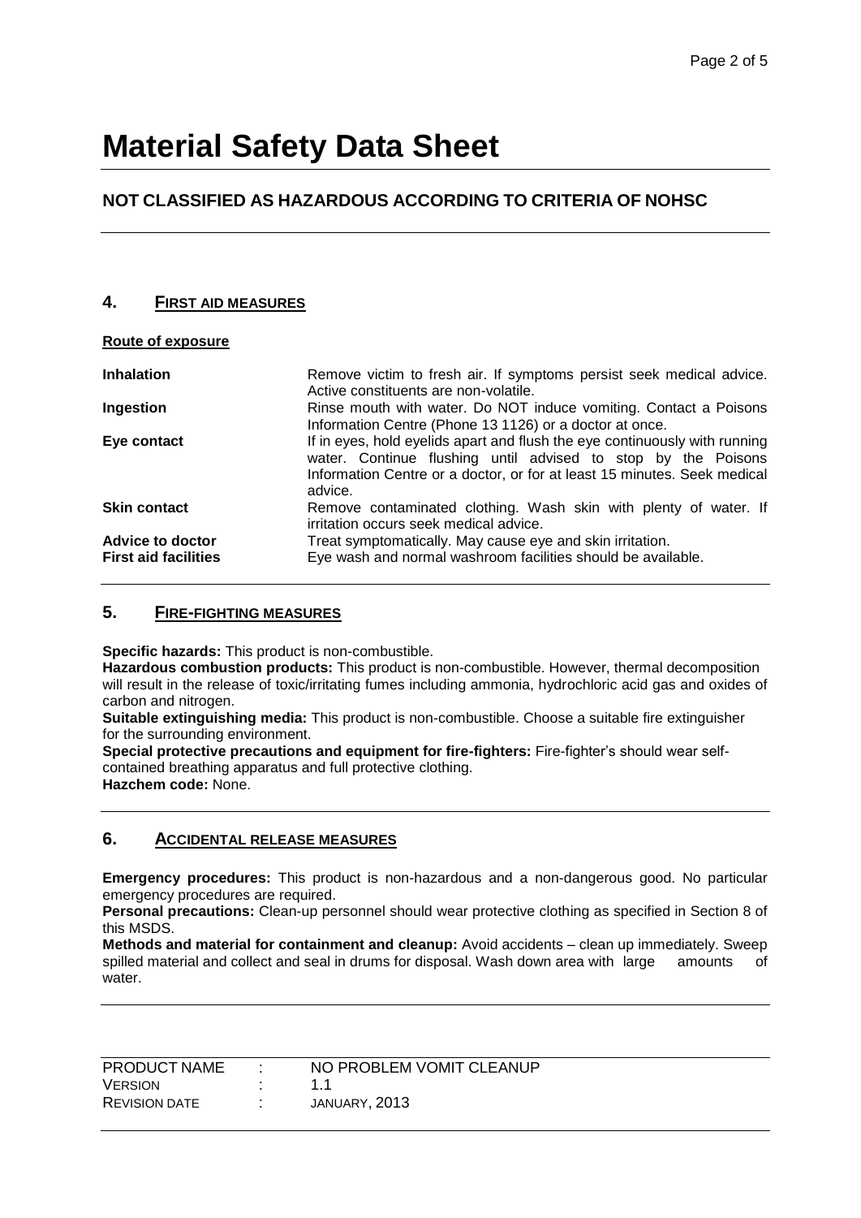// Page 2 of 5 is a running header — omit.

# Material Safety Data Sheet

## NOT CLASSIFIED AS HAZARDOUS ACCORDING TO CRITERIA OF NOHSC

### 4. FIRST AID MEASURES

**Route of exposure**

| | |
|---|---|
| **Inhalation** | Remove victim to fresh air. If symptoms persist seek medical advice. Active constituents are non-volatile. |
| **Ingestion** | Rinse mouth with water. Do NOT induce vomiting. Contact a Poisons Information Centre (Phone 13 1126) or a doctor at once. |
| **Eye contact** | If in eyes, hold eyelids apart and flush the eye continuously with running water. Continue flushing until advised to stop by the Poisons Information Centre or a doctor, or for at least 15 minutes. Seek medical advice. |
| **Skin contact** | Remove contaminated clothing. Wash skin with plenty of water. If irritation occurs seek medical advice. |
| **Advice to doctor** | Treat symptomatically. May cause eye and skin irritation. |
| **First aid facilities** | Eye wash and normal washroom facilities should be available. |

### 5. FIRE-FIGHTING MEASURES

**Specific hazards:** This product is non-combustible.
**Hazardous combustion products:** This product is non-combustible. However, thermal decomposition will result in the release of toxic/irritating fumes including ammonia, hydrochloric acid gas and oxides of carbon and nitrogen.
**Suitable extinguishing media:** This product is non-combustible. Choose a suitable fire extinguisher for the surrounding environment.
**Special protective precautions and equipment for fire-fighters:** Fire-fighter's should wear self-contained breathing apparatus and full protective clothing.
**Hazchem code:** None.

### 6. ACCIDENTAL RELEASE MEASURES

**Emergency procedures:** This product is non-hazardous and a non-dangerous good. No particular emergency procedures are required.
**Personal precautions:** Clean-up personnel should wear protective clothing as specified in Section 8 of this MSDS.
**Methods and material for containment and cleanup:** Avoid accidents – clean up immediately. Sweep spilled material and collect and seal in drums for disposal. Wash down area with large amounts of water.

| | | |
|---|---|---|
| PRODUCT NAME | : | NO PROBLEM VOMIT CLEANUP |
| VERSION | : | 1.1 |
| REVISION DATE | : | JANUARY, 2013 |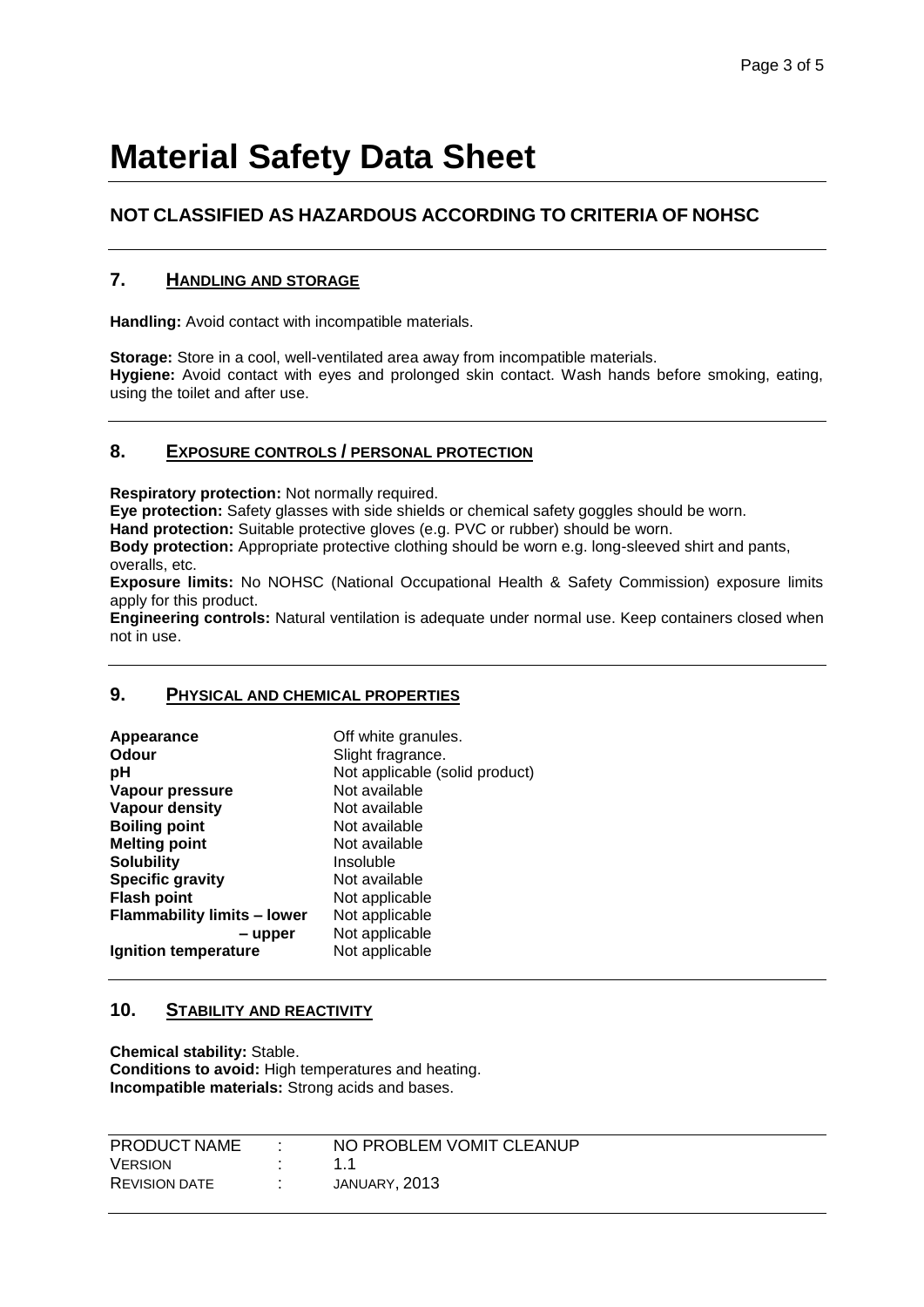# Material Safety Data Sheet

## NOT CLASSIFIED AS HAZARDOUS ACCORDING TO CRITERIA OF NOHSC

### 7. HANDLING AND STORAGE

**Handling:** Avoid contact with incompatible materials.

**Storage:** Store in a cool, well-ventilated area away from incompatible materials.
**Hygiene:** Avoid contact with eyes and prolonged skin contact. Wash hands before smoking, eating, using the toilet and after use.

### 8. EXPOSURE CONTROLS / PERSONAL PROTECTION

**Respiratory protection:** Not normally required.
**Eye protection:** Safety glasses with side shields or chemical safety goggles should be worn.
**Hand protection:** Suitable protective gloves (e.g. PVC or rubber) should be worn.
**Body protection:** Appropriate protective clothing should be worn e.g. long-sleeved shirt and pants, overalls, etc.
**Exposure limits:** No NOHSC (National Occupational Health & Safety Commission) exposure limits apply for this product.
**Engineering controls:** Natural ventilation is adequate under normal use. Keep containers closed when not in use.

### 9. PHYSICAL AND CHEMICAL PROPERTIES

| | |
|---|---|
| **Appearance** | Off white granules. |
| **Odour** | Slight fragrance. |
| **pH** | Not applicable (solid product) |
| **Vapour pressure** | Not available |
| **Vapour density** | Not available |
| **Boiling point** | Not available |
| **Melting point** | Not available |
| **Solubility** | Insoluble |
| **Specific gravity** | Not available |
| **Flash point** | Not applicable |
| **Flammability limits – lower** | Not applicable |
| **– upper** | Not applicable |
| **Ignition temperature** | Not applicable |

### 10. STABILITY AND REACTIVITY

**Chemical stability:** Stable.
**Conditions to avoid:** High temperatures and heating.
**Incompatible materials:** Strong acids and bases.

| | | |
|---|---|---|
| PRODUCT NAME | : | NO PROBLEM VOMIT CLEANUP |
| VERSION | : | 1.1 |
| REVISION DATE | : | JANUARY, 2013 |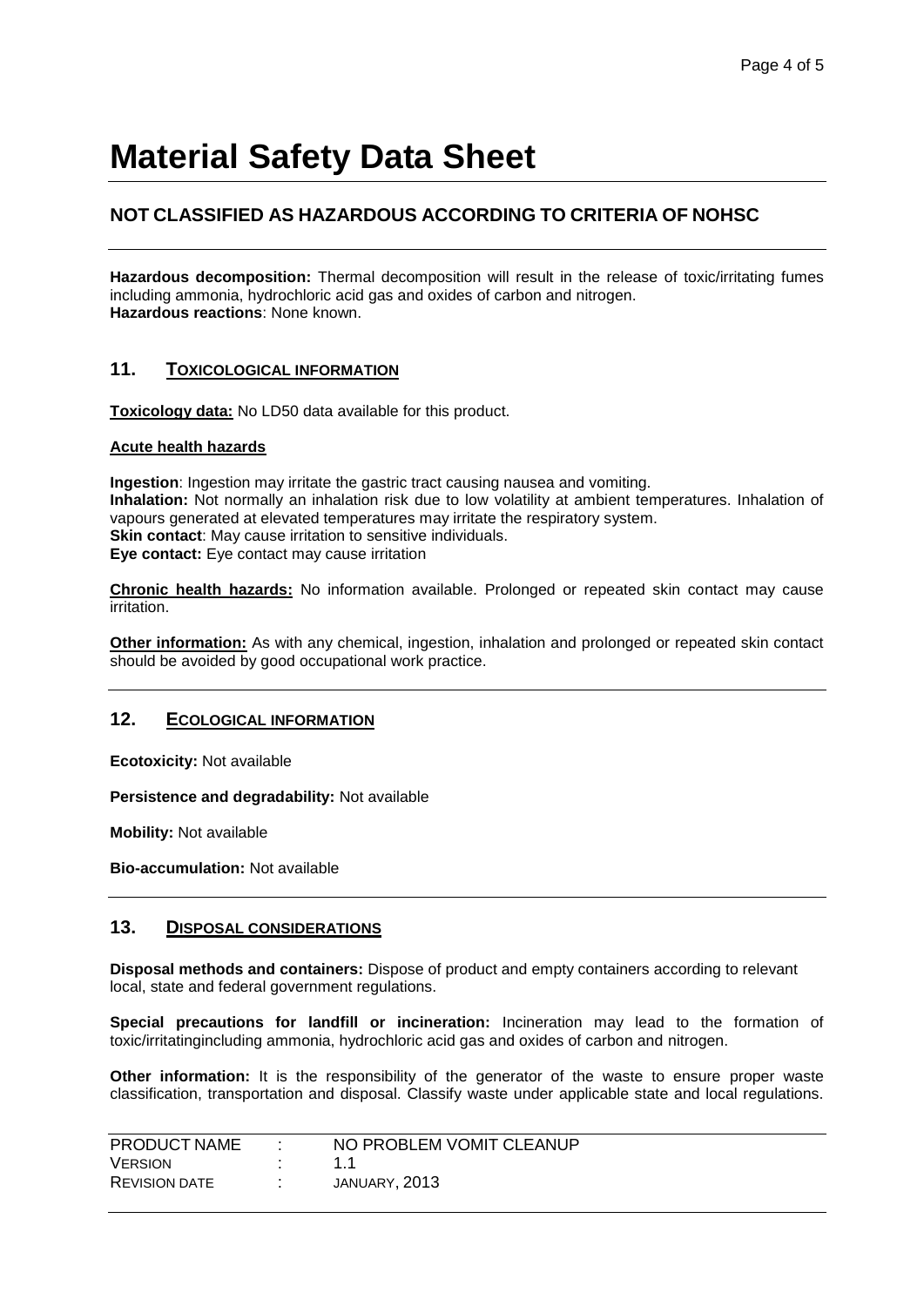# Material Safety Data Sheet

## NOT CLASSIFIED AS HAZARDOUS ACCORDING TO CRITERIA OF NOHSC

**Hazardous decomposition:** Thermal decomposition will result in the release of toxic/irritating fumes including ammonia, hydrochloric acid gas and oxides of carbon and nitrogen.
**Hazardous reactions**: None known.

## 11. TOXICOLOGICAL INFORMATION

**Toxicology data:** No LD50 data available for this product.

**Acute health hazards**

**Ingestion**: Ingestion may irritate the gastric tract causing nausea and vomiting.
**Inhalation:** Not normally an inhalation risk due to low volatility at ambient temperatures. Inhalation of vapours generated at elevated temperatures may irritate the respiratory system.
**Skin contact**: May cause irritation to sensitive individuals.
**Eye contact:** Eye contact may cause irritation

**Chronic health hazards:** No information available. Prolonged or repeated skin contact may cause irritation.

**Other information:** As with any chemical, ingestion, inhalation and prolonged or repeated skin contact should be avoided by good occupational work practice.

## 12. ECOLOGICAL INFORMATION

**Ecotoxicity:** Not available

**Persistence and degradability:** Not available

**Mobility:** Not available

**Bio-accumulation:** Not available

## 13. DISPOSAL CONSIDERATIONS

**Disposal methods and containers:** Dispose of product and empty containers according to relevant local, state and federal government regulations.

**Special precautions for landfill or incineration:** Incineration may lead to the formation of toxic/irritatingincluding ammonia, hydrochloric acid gas and oxides of carbon and nitrogen.

**Other information:** It is the responsibility of the generator of the waste to ensure proper waste classification, transportation and disposal. Classify waste under applicable state and local regulations.

| | | |
|---|---|---|
| PRODUCT NAME | : | NO PROBLEM VOMIT CLEANUP |
| VERSION | : | 1.1 |
| REVISION DATE | : | JANUARY, 2013 |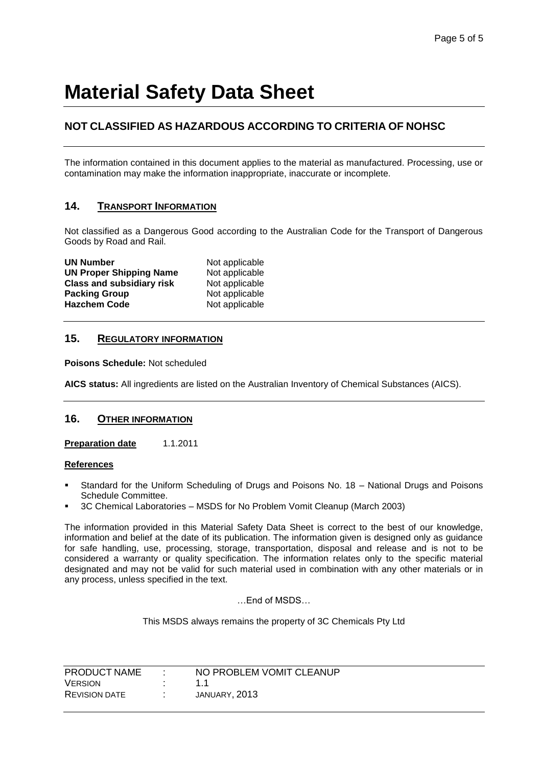# Material Safety Data Sheet

## NOT CLASSIFIED AS HAZARDOUS ACCORDING TO CRITERIA OF NOHSC

The information contained in this document applies to the material as manufactured. Processing, use or contamination may make the information inappropriate, inaccurate or incomplete.

### 14. TRANSPORT INFORMATION

Not classified as a Dangerous Good according to the Australian Code for the Transport of Dangerous Goods by Road and Rail.

| | |
|---|---|
| **UN Number** | Not applicable |
| **UN Proper Shipping Name** | Not applicable |
| **Class and subsidiary risk** | Not applicable |
| **Packing Group** | Not applicable |
| **Hazchem Code** | Not applicable |

### 15. REGULATORY INFORMATION

**Poisons Schedule:** Not scheduled

**AICS status:** All ingredients are listed on the Australian Inventory of Chemical Substances (AICS).

### 16. OTHER INFORMATION

**Preparation date** 1.1.2011

**References**

- Standard for the Uniform Scheduling of Drugs and Poisons No. 18 – National Drugs and Poisons Schedule Committee.
- 3C Chemical Laboratories – MSDS for No Problem Vomit Cleanup (March 2003)

The information provided in this Material Safety Data Sheet is correct to the best of our knowledge, information and belief at the date of its publication. The information given is designed only as guidance for safe handling, use, processing, storage, transportation, disposal and release and is not to be considered a warranty or quality specification. The information relates only to the specific material designated and may not be valid for such material used in combination with any other materials or in any process, unless specified in the text.

…End of MSDS…

This MSDS always remains the property of 3C Chemicals Pty Ltd

| | | |
|---|---|---|
| PRODUCT NAME | : | NO PROBLEM VOMIT CLEANUP |
| VERSION | : | 1.1 |
| REVISION DATE | : | JANUARY, 2013 |